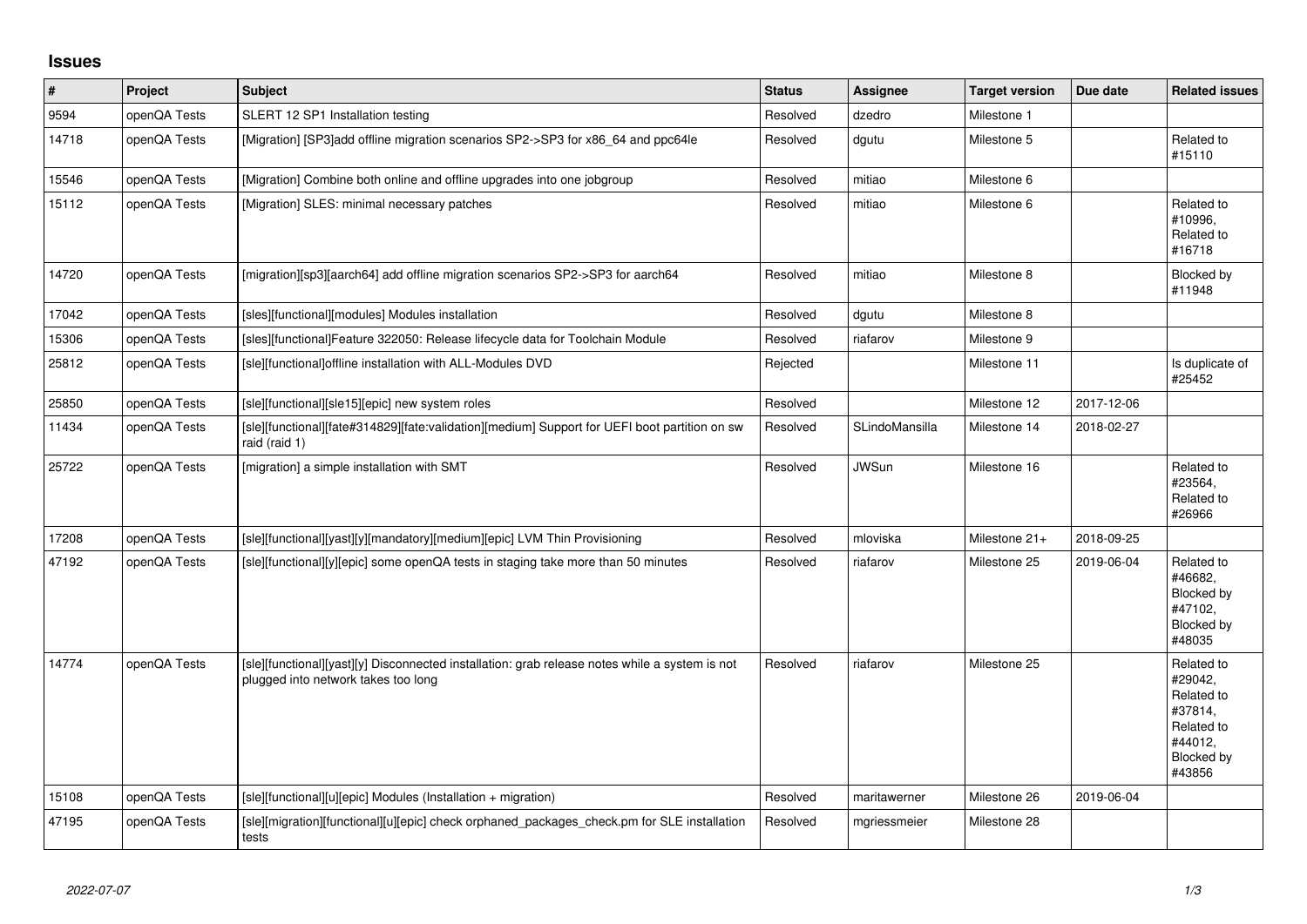# Issues

| # | Project | Subject | Status | Assignee | Target version | Due date | Related issues |
|---|---|---|---|---|---|---|---|
| 9594 | openQA Tests | SLERT 12 SP1 Installation testing | Resolved | dzedro | Milestone 1 | | |
| 14718 | openQA Tests | [Migration] [SP3]add offline migration scenarios SP2->SP3 for x86_64 and ppc64le | Resolved | dgutu | Milestone 5 | | Related to #15110 |
| 15546 | openQA Tests | [Migration] Combine both online and offline upgrades into one jobgroup | Resolved | mitiao | Milestone 6 | | |
| 15112 | openQA Tests | [Migration] SLES: minimal necessary patches | Resolved | mitiao | Milestone 6 | | Related to #10996, Related to #16718 |
| 14720 | openQA Tests | [migration][sp3][aarch64] add offline migration scenarios SP2->SP3 for aarch64 | Resolved | mitiao | Milestone 8 | | Blocked by #11948 |
| 17042 | openQA Tests | [sles][functional][modules] Modules installation | Resolved | dgutu | Milestone 8 | | |
| 15306 | openQA Tests | [sles][functional]Feature 322050: Release lifecycle data for Toolchain Module | Resolved | riafarov | Milestone 9 | | |
| 25812 | openQA Tests | [sle][functional]offline installation with ALL-Modules DVD | Rejected | | Milestone 11 | | Is duplicate of #25452 |
| 25850 | openQA Tests | [sle][functional][sle15][epic] new system roles | Resolved | | Milestone 12 | 2017-12-06 | |
| 11434 | openQA Tests | [sle][functional][fate#314829][fate:validation][medium] Support for UEFI boot partition on sw raid (raid 1) | Resolved | SLindoMansilla | Milestone 14 | 2018-02-27 | |
| 25722 | openQA Tests | [migration] a simple installation with SMT | Resolved | JWSun | Milestone 16 | | Related to #23564, Related to #26966 |
| 17208 | openQA Tests | [sle][functional][yast][y][mandatory][medium][epic] LVM Thin Provisioning | Resolved | mloviska | Milestone 21+ | 2018-09-25 | |
| 47192 | openQA Tests | [sle][functional][y][epic] some openQA tests in staging take more than 50 minutes | Resolved | riafarov | Milestone 25 | 2019-06-04 | Related to #46682, Blocked by #47102, Blocked by #48035 |
| 14774 | openQA Tests | [sle][functional][yast][y] Disconnected installation: grab release notes while a system is not plugged into network takes too long | Resolved | riafarov | Milestone 25 | | Related to #29042, Related to #37814, Related to #44012, Blocked by #43856 |
| 15108 | openQA Tests | [sle][functional][u][epic] Modules (Installation + migration) | Resolved | maritawerner | Milestone 26 | 2019-06-04 | |
| 47195 | openQA Tests | [sle][migration][functional][u][epic] check orphaned_packages_check.pm for SLE installation tests | Resolved | mgriessmeier | Milestone 28 | | |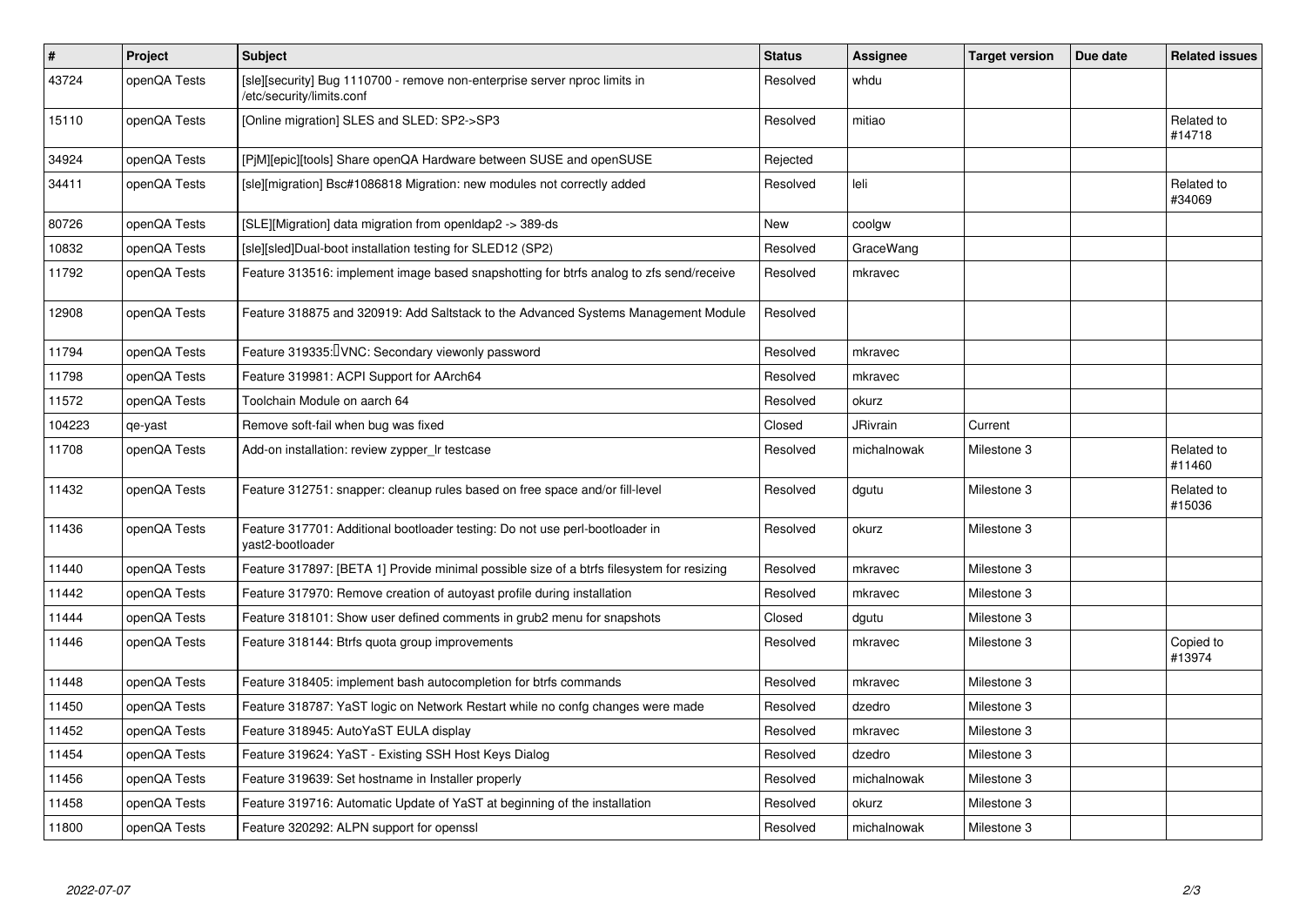| # | Project | Subject | Status | Assignee | Target version | Due date | Related issues |
|---|---|---|---|---|---|---|---|
| 43724 | openQA Tests | [sle][security] Bug 1110700 - remove non-enterprise server nproc limits in /etc/security/limits.conf | Resolved | whdu | | | |
| 15110 | openQA Tests | [Online migration] SLES and SLED: SP2->SP3 | Resolved | mitiao | | | Related to #14718 |
| 34924 | openQA Tests | [PjM][epic][tools] Share openQA Hardware between SUSE and openSUSE | Rejected | | | | |
| 34411 | openQA Tests | [sle][migration] Bsc#1086818 Migration: new modules not correctly added | Resolved | leli | | | Related to #34069 |
| 80726 | openQA Tests | [SLE][Migration] data migration from openldap2 -> 389-ds | New | coolgw | | | |
| 10832 | openQA Tests | [sle][sled]Dual-boot installation testing for SLED12 (SP2) | Resolved | GraceWang | | | |
| 11792 | openQA Tests | Feature 313516: implement image based snapshotting for btrfs analog to zfs send/receive | Resolved | mkravec | | | |
| 12908 | openQA Tests | Feature 318875 and 320919: Add Saltstack to the Advanced Systems Management Module | Resolved | | | | |
| 11794 | openQA Tests | Feature 319335: VNC: Secondary viewonly password | Resolved | mkravec | | | |
| 11798 | openQA Tests | Feature 319981: ACPI Support for AArch64 | Resolved | mkravec | | | |
| 11572 | openQA Tests | Toolchain Module on aarch 64 | Resolved | okurz | | | |
| 104223 | qe-yast | Remove soft-fail when bug was fixed | Closed | JRivrain | Current | | |
| 11708 | openQA Tests | Add-on installation: review zypper_lr testcase | Resolved | michalnowak | Milestone 3 | | Related to #11460 |
| 11432 | openQA Tests | Feature 312751: snapper: cleanup rules based on free space and/or fill-level | Resolved | dgutu | Milestone 3 | | Related to #15036 |
| 11436 | openQA Tests | Feature 317701: Additional bootloader testing: Do not use perl-bootloader in yast2-bootloader | Resolved | okurz | Milestone 3 | | |
| 11440 | openQA Tests | Feature 317897: [BETA 1] Provide minimal possible size of a btrfs filesystem for resizing | Resolved | mkravec | Milestone 3 | | |
| 11442 | openQA Tests | Feature 317970: Remove creation of autoyast profile during installation | Resolved | mkravec | Milestone 3 | | |
| 11444 | openQA Tests | Feature 318101: Show user defined comments in grub2 menu for snapshots | Closed | dgutu | Milestone 3 | | |
| 11446 | openQA Tests | Feature 318144: Btrfs quota group improvements | Resolved | mkravec | Milestone 3 | | Copied to #13974 |
| 11448 | openQA Tests | Feature 318405: implement bash autocompletion for btrfs commands | Resolved | mkravec | Milestone 3 | | |
| 11450 | openQA Tests | Feature 318787: YaST logic on Network Restart while no confg changes were made | Resolved | dzedro | Milestone 3 | | |
| 11452 | openQA Tests | Feature 318945: AutoYaST EULA display | Resolved | mkravec | Milestone 3 | | |
| 11454 | openQA Tests | Feature 319624: YaST - Existing SSH Host Keys Dialog | Resolved | dzedro | Milestone 3 | | |
| 11456 | openQA Tests | Feature 319639: Set hostname in Installer properly | Resolved | michalnowak | Milestone 3 | | |
| 11458 | openQA Tests | Feature 319716: Automatic Update of YaST at beginning of the installation | Resolved | okurz | Milestone 3 | | |
| 11800 | openQA Tests | Feature 320292: ALPN support for openssl | Resolved | michalnowak | Milestone 3 | | |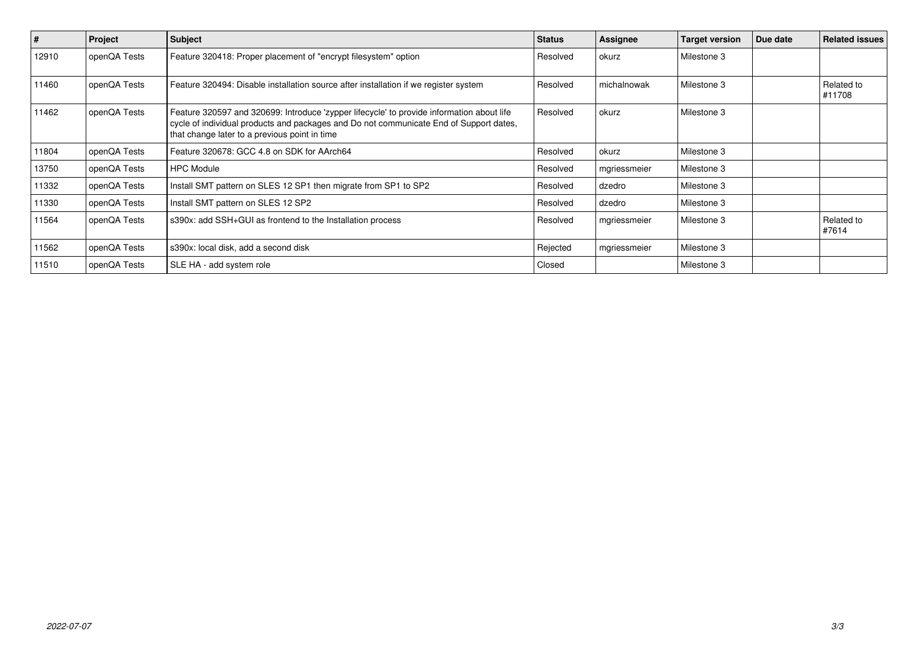| # | Project | Subject | Status | Assignee | Target version | Due date | Related issues |
|---|---|---|---|---|---|---|---|
| 12910 | openQA Tests | Feature 320418: Proper placement of "encrypt filesystem" option | Resolved | okurz | Milestone 3 | | |
| 11460 | openQA Tests | Feature 320494: Disable installation source after installation if we register system | Resolved | michalnowak | Milestone 3 | | Related to #11708 |
| 11462 | openQA Tests | Feature 320597 and 320699: Introduce 'zypper lifecycle' to provide information about life cycle of individual products and packages and Do not communicate End of Support dates, that change later to a previous point in time | Resolved | okurz | Milestone 3 | | |
| 11804 | openQA Tests | Feature 320678: GCC 4.8 on SDK for AArch64 | Resolved | okurz | Milestone 3 | | |
| 13750 | openQA Tests | HPC Module | Resolved | mgriessmeier | Milestone 3 | | |
| 11332 | openQA Tests | Install SMT pattern on SLES 12 SP1 then migrate from SP1 to SP2 | Resolved | dzedro | Milestone 3 | | |
| 11330 | openQA Tests | Install SMT pattern on SLES 12 SP2 | Resolved | dzedro | Milestone 3 | | |
| 11564 | openQA Tests | s390x: add SSH+GUI as frontend to the Installation process | Resolved | mgriessmeier | Milestone 3 | | Related to #7614 |
| 11562 | openQA Tests | s390x: local disk, add a second disk | Rejected | mgriessmeier | Milestone 3 | | |
| 11510 | openQA Tests | SLE HA - add system role | Closed | | Milestone 3 | | |